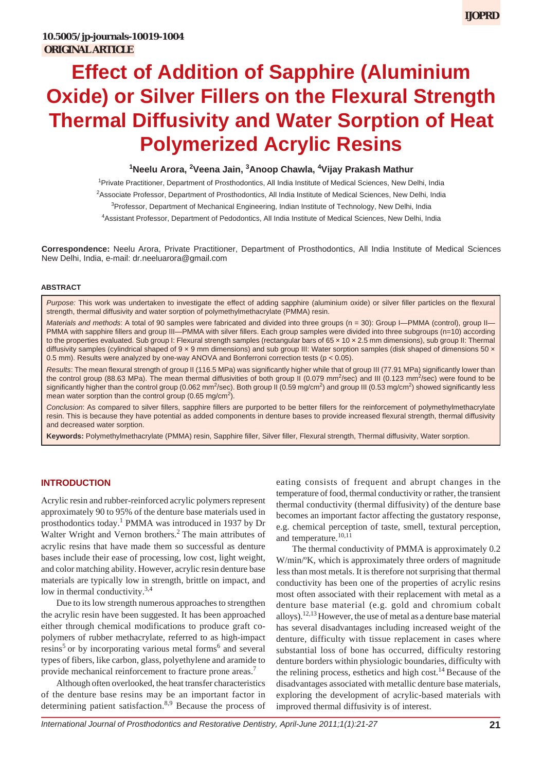10.5005/jp-journals-10019-1004

**ORIGINAL ARTICLE**

# Effect of Addition of Sapphire (Aluminium Oxide) or Silver Fillers on the Flexural Strength Thermal Diffusivity and Water Sorption of Heat Polymerized Acrylic Resins

**[1]Neelu Arora, [2]Veena Jain, [3]Anoop Chawla, [4]Vijay Prakash Mathur**

[1]Private Practitioner, Department of Prosthodontics, All India Institute of Medical Sciences, New Delhi, India

[2]Associate Professor, Department of Prosthodontics, All India Institute of Medical Sciences, New Delhi, India

[3]Professor, Department of Mechanical Engineering, Indian Institute of Technology, New Delhi, India

[4]Assistant Professor, Department of Pedodontics, All India Institute of Medical Sciences, New Delhi, India

**Correspondence:** Neelu Arora, Private Practitioner, Department of Prosthodontics, All India Institute of Medical Sciences New Delhi, India, e-mail: dr.neeluarora@gmail.com

## ABSTRACT

*Purpose:* This work was undertaken to investigate the effect of adding sapphire (aluminium oxide) or silver filler particles on the flexural strength, thermal diffusivity and water sorption of polymethylmethacrylate (PMMA) resin.

*Materials and methods*: A total of 90 samples were fabricated and divided into three groups (n = 30): Group I—PMMA (control), group II—PMMA with sapphire fillers and group III—PMMA with silver fillers. Each group samples were divided into three subgroups (n=10) according to the properties evaluated. Sub group I: Flexural strength samples (rectangular bars of 65 × 10 × 2.5 mm dimensions), sub group II: Thermal diffusivity samples (cylindrical shaped of 9 × 9 mm dimensions) and sub group III: Water sorption samples (disk shaped of dimensions 50 × 0.5 mm). Results were analyzed by one-way ANOVA and Bonferroni correction tests ($p < 0.05$).

*Results*: The mean flexural strength of group II (116.5 MPa) was significantly higher while that of group III (77.91 MPa) significantly lower than the control group (88.63 MPa). The mean thermal diffusivities of both group II (0.079 $mm^2$/sec) and III (0.123 $mm^2$/sec) were found to be significantly higher than the control group (0.062 $mm^2$/sec). Both group II (0.59 mg/$cm^2$) and group III (0.53 mg/$cm^2$) showed significantly less mean water sorption than the control group (0.65 mg/$cm^2$).

*Conclusion*: As compared to silver fillers, sapphire fillers are purported to be better fillers for the reinforcement of polymethylmethacrylate resin. This is because they have potential as added components in denture bases to provide increased flexural strength, thermal diffusivity and decreased water sorption.

**Keywords:** Polymethylmethacrylate (PMMA) resin, Sapphire filler, Silver filler, Flexural strength, Thermal diffusivity, Water sorption.

## INTRODUCTION

Acrylic resin and rubber-reinforced acrylic polymers represent approximately 90 to 95% of the denture base materials used in prosthodontics today.[1] PMMA was introduced in 1937 by Dr Walter Wright and Vernon brothers.[2] The main attributes of acrylic resins that have made them so successful as denture bases include their ease of processing, low cost, light weight, and color matching ability. However, acrylic resin denture base materials are typically low in strength, brittle on impact, and low in thermal conductivity.[3,4]

Due to its low strength numerous approaches to strengthen the acrylic resin have been suggested. It has been approached either through chemical modifications to produce graft co-polymers of rubber methacrylate, referred to as high-impact resins[5] or by incorporating various metal forms[6] and several types of fibers, like carbon, glass, polyethylene and aramide to provide mechanical reinforcement to fracture prone areas.[7]

Although often overlooked, the heat transfer characteristics of the denture base resins may be an important factor in determining patient satisfaction.[8,9] Because the process of eating consists of frequent and abrupt changes in the temperature of food, thermal conductivity or rather, the transient thermal conductivity (thermal diffusivity) of the denture base becomes an important factor affecting the gustatory response, e.g. chemical perception of taste, smell, textural perception, and temperature.[10,11]

The thermal conductivity of PMMA is approximately 0.2 W/min/ºK, which is approximately three orders of magnitude less than most metals. It is therefore not surprising that thermal conductivity has been one of the properties of acrylic resins most often associated with their replacement with metal as a denture base material (e.g. gold and chromium cobalt alloys).[12,13] However, the use of metal as a denture base material has several disadvantages including increased weight of the denture, difficulty with tissue replacement in cases where substantial loss of bone has occurred, difficulty restoring denture borders within physiologic boundaries, difficulty with the relining process, esthetics and high cost.[14] Because of the disadvantages associated with metallic denture base materials, exploring the development of acrylic-based materials with improved thermal diffusivity is of interest.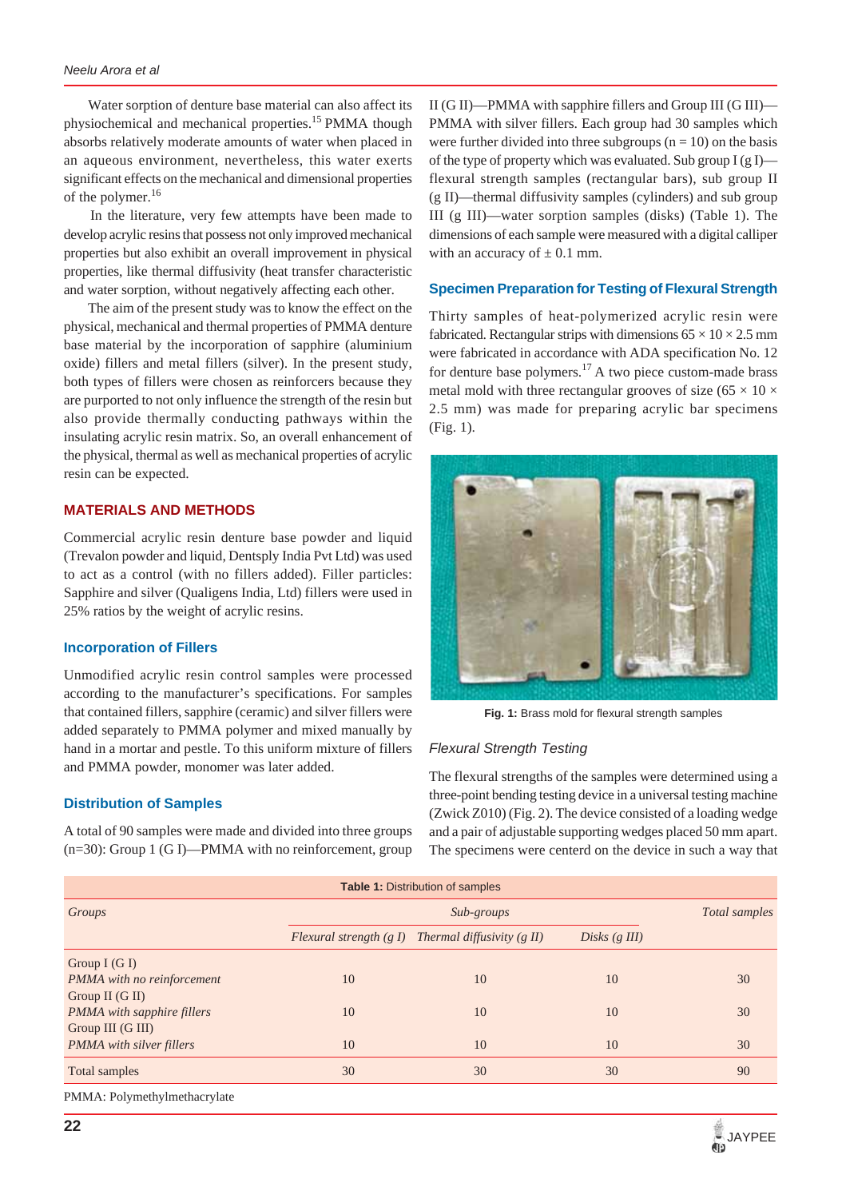Water sorption of denture base material can also affect its physiochemical and mechanical properties.[15] PMMA though absorbs relatively moderate amounts of water when placed in an aqueous environment, nevertheless, this water exerts significant effects on the mechanical and dimensional properties of the polymer.[16]

In the literature, very few attempts have been made to develop acrylic resins that possess not only improved mechanical properties but also exhibit an overall improvement in physical properties, like thermal diffusivity (heat transfer characteristic and water sorption, without negatively affecting each other.

The aim of the present study was to know the effect on the physical, mechanical and thermal properties of PMMA denture base material by the incorporation of sapphire (aluminium oxide) fillers and metal fillers (silver). In the present study, both types of fillers were chosen as reinforcers because they are purported to not only influence the strength of the resin but also provide thermally conducting pathways within the insulating acrylic resin matrix. So, an overall enhancement of the physical, thermal as well as mechanical properties of acrylic resin can be expected.

## MATERIALS AND METHODS

Commercial acrylic resin denture base powder and liquid (Trevalon powder and liquid, Dentsply India Pvt Ltd) was used to act as a control (with no fillers added). Filler particles: Sapphire and silver (Qualigens India, Ltd) fillers were used in 25% ratios by the weight of acrylic resins.

### Incorporation of Fillers

Unmodified acrylic resin control samples were processed according to the manufacturer's specifications. For samples that contained fillers, sapphire (ceramic) and silver fillers were added separately to PMMA polymer and mixed manually by hand in a mortar and pestle. To this uniform mixture of fillers and PMMA powder, monomer was later added.

### Distribution of Samples

A total of 90 samples were made and divided into three groups (n=30): Group 1 (G I)—PMMA with no reinforcement, group II (G II)—PMMA with sapphire fillers and Group III (G III)—PMMA with silver fillers. Each group had 30 samples which were further divided into three subgroups (n = 10) on the basis of the type of property which was evaluated. Sub group I (g I)—flexural strength samples (rectangular bars), sub group II (g II)—thermal diffusivity samples (cylinders) and sub group III (g III)—water sorption samples (disks) (Table 1). The dimensions of each sample were measured with a digital calliper with an accuracy of ± 0.1 mm.

**Table 1:** Distribution of samples

| *Groups* | *Sub-groups* | | | *Total samples* |
|---|---|---|---|---|
| | *Flexural strength (g I)* | *Thermal diffusivity (g II)* | *Disks (g III)* | |
| Group I (G I) *PMMA with no reinforcement* | 10 | 10 | 10 | 30 |
| Group II (G II) *PMMA with sapphire fillers* | 10 | 10 | 10 | 30 |
| Group III (G III) *PMMA with silver fillers* | 10 | 10 | 10 | 30 |
| Total samples | 30 | 30 | 30 | 90 |

PMMA: Polymethylmethacrylate

### Specimen Preparation for Testing of Flexural Strength

Thirty samples of heat-polymerized acrylic resin were fabricated. Rectangular strips with dimensions 65 × 10 × 2.5 mm were fabricated in accordance with ADA specification No. 12 for denture base polymers.[17] A two piece custom-made brass metal mold with three rectangular grooves of size (65 × 10 × 2.5 mm) was made for preparing acrylic bar specimens (Fig. 1).

**Fig. 1:** Brass mold for flexural strength samples

#### *Flexural Strength Testing*

The flexural strengths of the samples were determined using a three-point bending testing device in a universal testing machine (Zwick Z010) (Fig. 2). The device consisted of a loading wedge and a pair of adjustable supporting wedges placed 50 mm apart. The specimens were centerd on the device in such a way that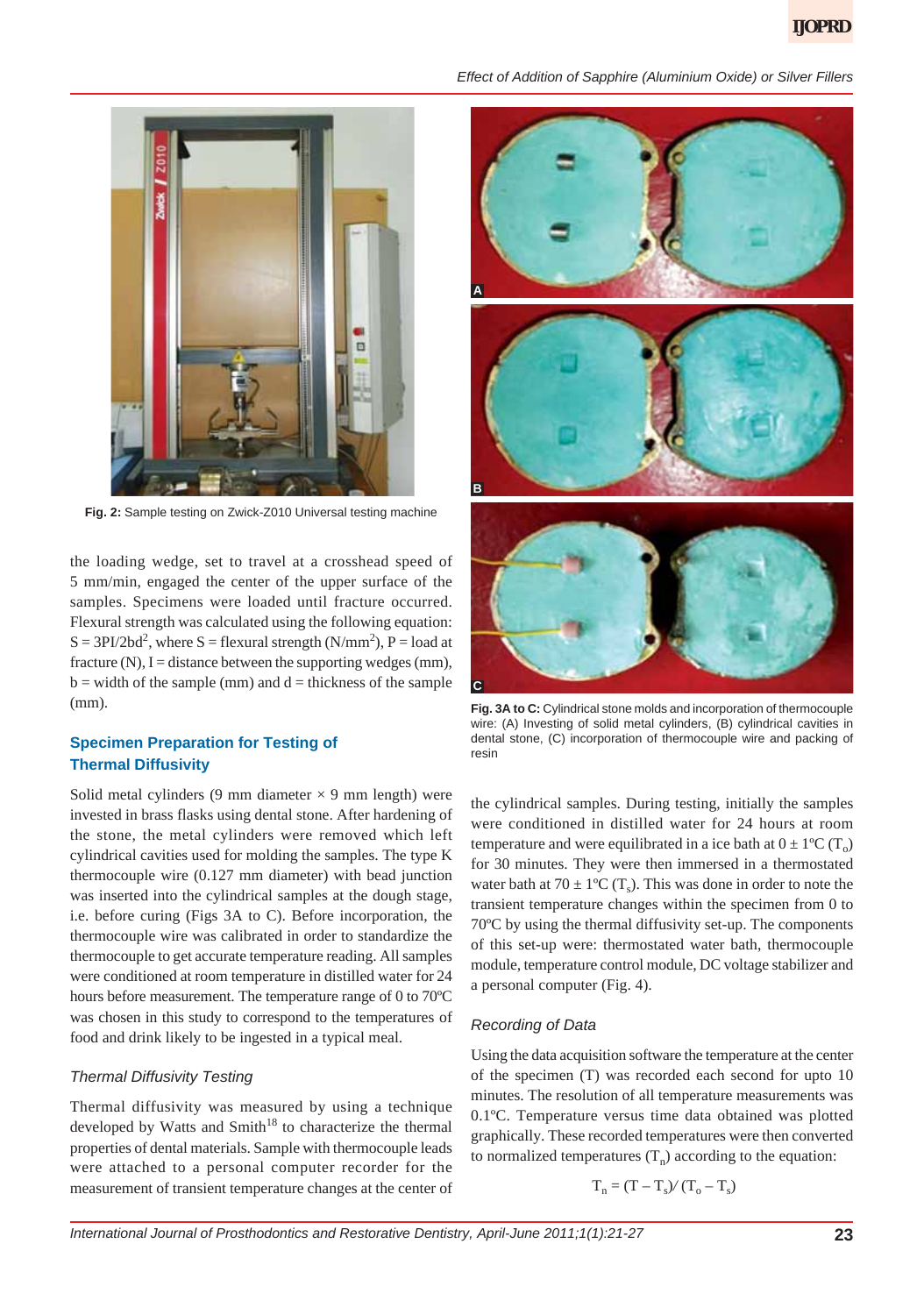Fig. 2: Sample testing on Zwick-Z010 Universal testing machine

the loading wedge, set to travel at a crosshead speed of 5 mm/min, engaged the center of the upper surface of the samples. Specimens were loaded until fracture occurred. Flexural strength was calculated using the following equation: $S = 3PI/2bd^2$, where S = flexural strength ($N/mm^2$), P = load at fracture (N), I = distance between the supporting wedges (mm), b = width of the sample (mm) and d = thickness of the sample (mm).

## Specimen Preparation for Testing of Thermal Diffusivity

Solid metal cylinders (9 mm diameter × 9 mm length) were invested in brass flasks using dental stone. After hardening of the stone, the metal cylinders were removed which left cylindrical cavities used for molding the samples. The type K thermocouple wire (0.127 mm diameter) with bead junction was inserted into the cylindrical samples at the dough stage, i.e. before curing (Figs 3A to C). Before incorporation, the thermocouple wire was calibrated in order to standardize the thermocouple to get accurate temperature reading. All samples were conditioned at room temperature in distilled water for 24 hours before measurement. The temperature range of 0 to 70ºC was chosen in this study to correspond to the temperatures of food and drink likely to be ingested in a typical meal.

### *Thermal Diffusivity Testing*

Thermal diffusivity was measured by using a technique developed by Watts and Smith[18] to characterize the thermal properties of dental materials. Sample with thermocouple leads were attached to a personal computer recorder for the measurement of transient temperature changes at the center of the cylindrical samples. During testing, initially the samples were conditioned in distilled water for 24 hours at room temperature and were equilibrated in a ice bath at 0 ± 1ºC ($T_o$) for 30 minutes. They were then immersed in a thermostated water bath at 70 ± 1ºC ($T_s$). This was done in order to note the transient temperature changes within the specimen from 0 to 70ºC by using the thermal diffusivity set-up. The components of this set-up were: thermostated water bath, thermocouple module, temperature control module, DC voltage stabilizer and a personal computer (Fig. 4).

Fig. 3A to C: Cylindrical stone molds and incorporation of thermocouple wire: (A) Investing of solid metal cylinders, (B) cylindrical cavities in dental stone, (C) incorporation of thermocouple wire and packing of resin

### *Recording of Data*

Using the data acquisition software the temperature at the center of the specimen (T) was recorded each second for upto 10 minutes. The resolution of all temperature measurements was 0.1ºC. Temperature versus time data obtained was plotted graphically. These recorded temperatures were then converted to normalized temperatures ($T_n$) according to the equation:

$$T_n = (T - T_s)/(T_o - T_s)$$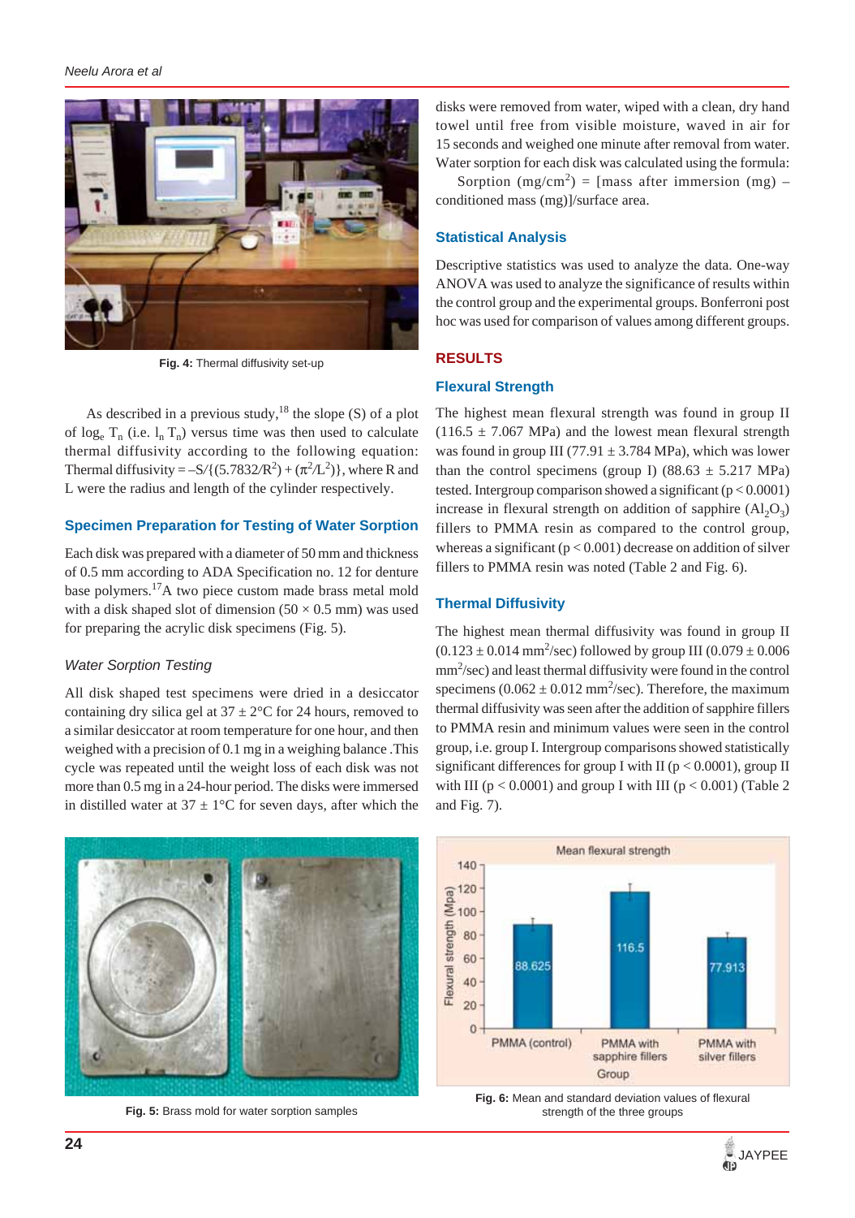Fig. 4: Thermal diffusivity set-up

As described in a previous study,[18] the slope (S) of a plot of $\log_e T_n$ (i.e. $l_n T_n$) versus time was then used to calculate thermal diffusivity according to the following equation: Thermal diffusivity $= -S/\{(5.7832/R^2) + (\pi^2/L^2)\}$, where R and L were the radius and length of the cylinder respectively.

### Specimen Preparation for Testing of Water Sorption

Each disk was prepared with a diameter of 50 mm and thickness of 0.5 mm according to ADA Specification no. 12 for denture base polymers.[17] A two piece custom made brass metal mold with a disk shaped slot of dimension (50 × 0.5 mm) was used for preparing the acrylic disk specimens (Fig. 5).

#### *Water Sorption Testing*

All disk shaped test specimens were dried in a desiccator containing dry silica gel at 37 ± 2°C for 24 hours, removed to a similar desiccator at room temperature for one hour, and then weighed with a precision of 0.1 mg in a weighing balance .This cycle was repeated until the weight loss of each disk was not more than 0.5 mg in a 24-hour period. The disks were immersed in distilled water at 37 ± 1°C for seven days, after which the disks were removed from water, wiped with a clean, dry hand towel until free from visible moisture, waved in air for 15 seconds and weighed one minute after removal from water. Water sorption for each disk was calculated using the formula:

Sorption ($mg/cm^2$) = [mass after immersion (mg) – conditioned mass (mg)]/surface area.

### Statistical Analysis

Descriptive statistics was used to analyze the data. One-way ANOVA was used to analyze the significance of results within the control group and the experimental groups. Bonferroni post hoc was used for comparison of values among different groups.

## RESULTS

### Flexural Strength

The highest mean flexural strength was found in group II (116.5 ± 7.067 MPa) and the lowest mean flexural strength was found in group III (77.91 ± 3.784 MPa), which was lower than the control specimens (group I) (88.63 ± 5.217 MPa) tested. Intergroup comparison showed a significant ($p < 0.0001$) increase in flexural strength on addition of sapphire ($Al_2O_3$) fillers to PMMA resin as compared to the control group, whereas a significant ($p < 0.001$) decrease on addition of silver fillers to PMMA resin was noted (Table 2 and Fig. 6).

### Thermal Diffusivity

The highest mean thermal diffusivity was found in group II (0.123 ± 0.014 $mm^2/sec$) followed by group III (0.079 ± 0.006 $mm^2/sec$) and least thermal diffusivity were found in the control specimens (0.062 ± 0.012 $mm^2/sec$). Therefore, the maximum thermal diffusivity was seen after the addition of sapphire fillers to PMMA resin and minimum values were seen in the control group, i.e. group I. Intergroup comparisons showed statistically significant differences for group I with II ($p < 0.0001$), group II with III ($p < 0.0001$) and group I with III ($p < 0.001$) (Table 2 and Fig. 7).

Fig. 5: Brass mold for water sorption samples

Fig. 6: Mean and standard deviation values of flexural strength of the three groups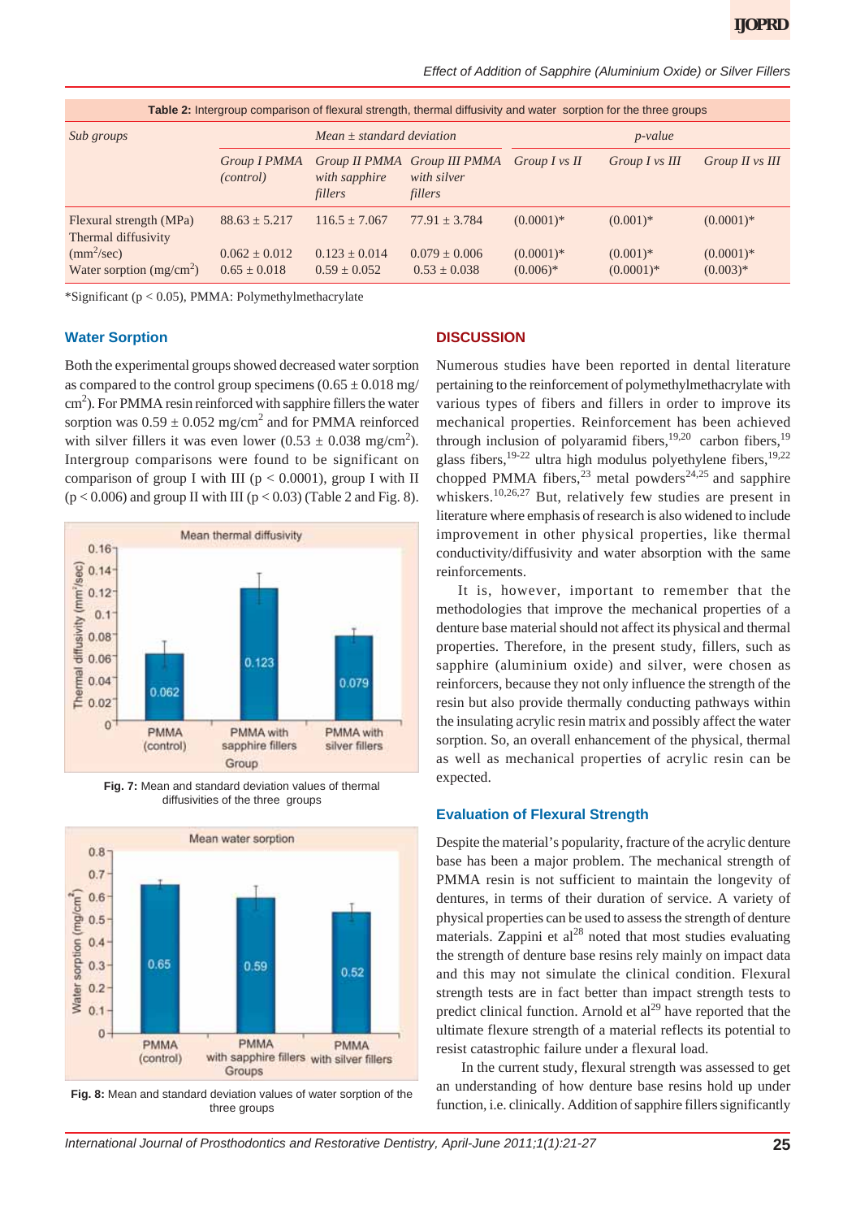**Table 2:** Intergroup comparison of flexural strength, thermal diffusivity and water sorption for the three groups

| Sub groups | Mean ± standard deviation | | | p-value | | |
|---|---|---|---|---|---|---|
| | Group I PMMA (control) | Group II PMMA with sapphire fillers | Group III PMMA with silver fillers | Group I vs II | Group I vs III | Group II vs III |
| Flexural strength (MPa) | 88.63 ± 5.217 | 116.5 ± 7.067 | 77.91 ± 3.784 | (0.0001)* | (0.001)* | (0.0001)* |
| Thermal diffusivity ($mm^2$/sec) | 0.062 ± 0.012 | 0.123 ± 0.014 | 0.079 ± 0.006 | (0.0001)* | (0.001)* | (0.0001)* |
| Water sorption (mg/$cm^2$) | 0.65 ± 0.018 | 0.59 ± 0.052 | 0.53 ± 0.038 | (0.006)* | (0.0001)* | (0.003)* |

*Significant ($p < 0.05$), PMMA: Polymethylmethacrylate

### Water Sorption

Both the experimental groups showed decreased water sorption as compared to the control group specimens (0.65 ± 0.018 mg/$cm^2$). For PMMA resin reinforced with sapphire fillers the water sorption was 0.59 ± 0.052 mg/$cm^2$ and for PMMA reinforced with silver fillers it was even lower (0.53 ± 0.038 mg/$cm^2$). Intergroup comparisons were found to be significant on comparison of group I with III ($p < 0.0001$), group I with II ($p < 0.006$) and group II with III ($p < 0.03$) (Table 2 and Fig. 8).

**Fig. 7:** Mean and standard deviation values of thermal diffusivities of the three groups

**Fig. 8:** Mean and standard deviation values of water sorption of the three groups

## DISCUSSION

Numerous studies have been reported in dental literature pertaining to the reinforcement of polymethylmethacrylate with various types of fibers and fillers in order to improve its mechanical properties. Reinforcement has been achieved through inclusion of polyaramid fibers,[19,20] carbon fibers,[19] glass fibers,[19-22] ultra high modulus polyethylene fibers,[19,22] chopped PMMA fibers,[23] metal powders[24,25] and sapphire whiskers.[10,26,27] But, relatively few studies are present in literature where emphasis of research is also widened to include improvement in other physical properties, like thermal conductivity/diffusivity and water absorption with the same reinforcements.

It is, however, important to remember that the methodologies that improve the mechanical properties of a denture base material should not affect its physical and thermal properties. Therefore, in the present study, fillers, such as sapphire (aluminium oxide) and silver, were chosen as reinforcers, because they not only influence the strength of the resin but also provide thermally conducting pathways within the insulating acrylic resin matrix and possibly affect the water sorption. So, an overall enhancement of the physical, thermal as well as mechanical properties of acrylic resin can be expected.

### Evaluation of Flexural Strength

Despite the material's popularity, fracture of the acrylic denture base has been a major problem. The mechanical strength of PMMA resin is not sufficient to maintain the longevity of dentures, in terms of their duration of service. A variety of physical properties can be used to assess the strength of denture materials. Zappini et al[28] noted that most studies evaluating the strength of denture base resins rely mainly on impact data and this may not simulate the clinical condition. Flexural strength tests are in fact better than impact strength tests to predict clinical function. Arnold et al[29] have reported that the ultimate flexure strength of a material reflects its potential to resist catastrophic failure under a flexural load.

In the current study, flexural strength was assessed to get an understanding of how denture base resins hold up under function, i.e. clinically. Addition of sapphire fillers significantly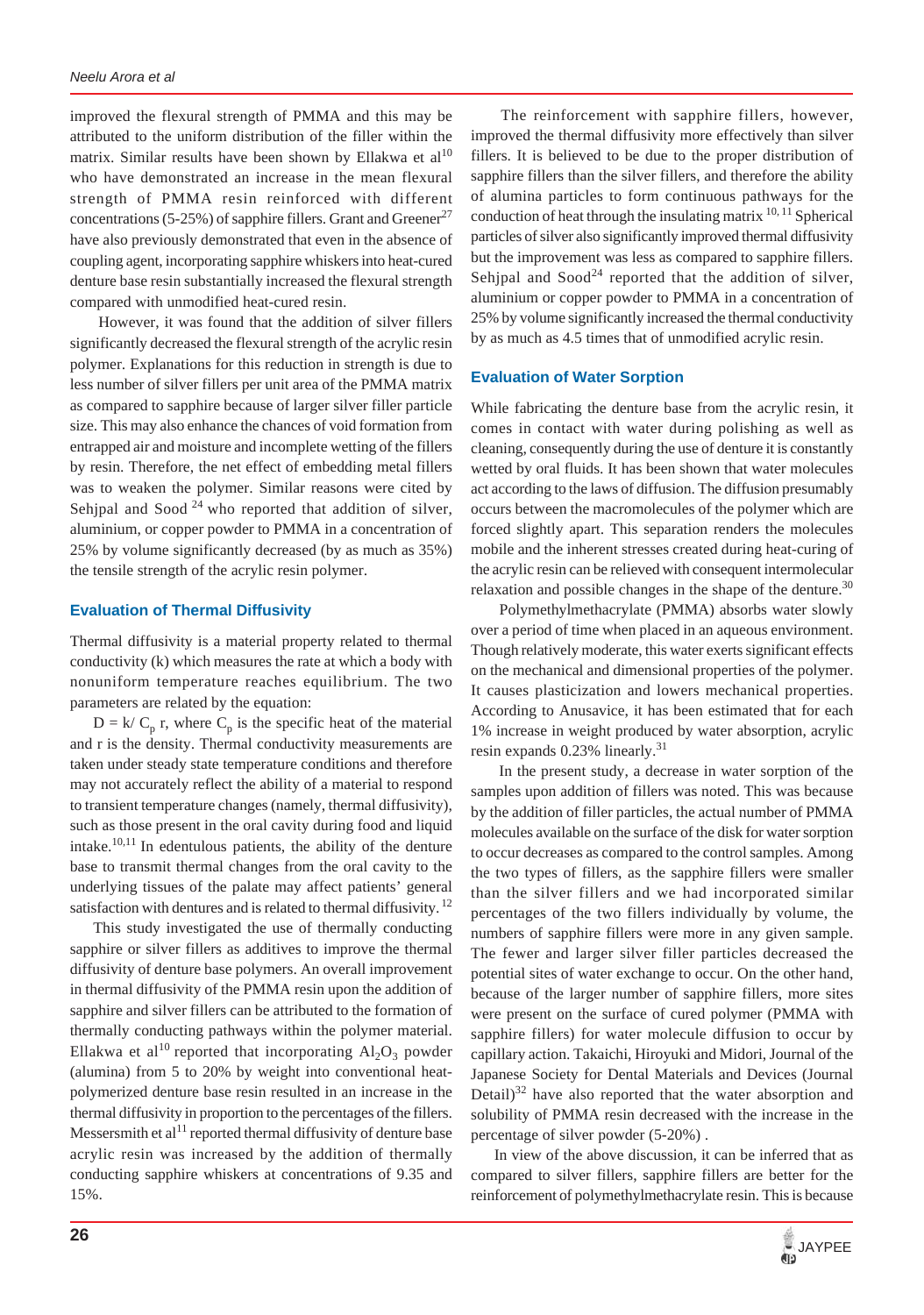improved the flexural strength of PMMA and this may be attributed to the uniform distribution of the filler within the matrix. Similar results have been shown by Ellakwa et al[10] who have demonstrated an increase in the mean flexural strength of PMMA resin reinforced with different concentrations (5-25%) of sapphire fillers. Grant and Greener[27] have also previously demonstrated that even in the absence of coupling agent, incorporating sapphire whiskers into heat-cured denture base resin substantially increased the flexural strength compared with unmodified heat-cured resin.

However, it was found that the addition of silver fillers significantly decreased the flexural strength of the acrylic resin polymer. Explanations for this reduction in strength is due to less number of silver fillers per unit area of the PMMA matrix as compared to sapphire because of larger silver filler particle size. This may also enhance the chances of void formation from entrapped air and moisture and incomplete wetting of the fillers by resin. Therefore, the net effect of embedding metal fillers was to weaken the polymer. Similar reasons were cited by Sehjpal and Sood [24] who reported that addition of silver, aluminium, or copper powder to PMMA in a concentration of 25% by volume significantly decreased (by as much as 35%) the tensile strength of the acrylic resin polymer.

### Evaluation of Thermal Diffusivity

Thermal diffusivity is a material property related to thermal conductivity (k) which measures the rate at which a body with nonuniform temperature reaches equilibrium. The two parameters are related by the equation:

$D = k/ C_p$ r, where $C_p$ is the specific heat of the material and r is the density. Thermal conductivity measurements are taken under steady state temperature conditions and therefore may not accurately reflect the ability of a material to respond to transient temperature changes (namely, thermal diffusivity), such as those present in the oral cavity during food and liquid intake.[10,11] In edentulous patients, the ability of the denture base to transmit thermal changes from the oral cavity to the underlying tissues of the palate may affect patients' general satisfaction with dentures and is related to thermal diffusivity. [12]

This study investigated the use of thermally conducting sapphire or silver fillers as additives to improve the thermal diffusivity of denture base polymers. An overall improvement in thermal diffusivity of the PMMA resin upon the addition of sapphire and silver fillers can be attributed to the formation of thermally conducting pathways within the polymer material. Ellakwa et al[10] reported that incorporating $Al_2O_3$ powder (alumina) from 5 to 20% by weight into conventional heat-polymerized denture base resin resulted in an increase in the thermal diffusivity in proportion to the percentages of the fillers. Messersmith et al[11] reported thermal diffusivity of denture base acrylic resin was increased by the addition of thermally conducting sapphire whiskers at concentrations of 9.35 and 15%.

The reinforcement with sapphire fillers, however, improved the thermal diffusivity more effectively than silver fillers. It is believed to be due to the proper distribution of sapphire fillers than the silver fillers, and therefore the ability of alumina particles to form continuous pathways for the conduction of heat through the insulating matrix [10, 11] Spherical particles of silver also significantly improved thermal diffusivity but the improvement was less as compared to sapphire fillers. Sehjpal and Sood[24] reported that the addition of silver, aluminium or copper powder to PMMA in a concentration of 25% by volume significantly increased the thermal conductivity by as much as 4.5 times that of unmodified acrylic resin.

### Evaluation of Water Sorption

While fabricating the denture base from the acrylic resin, it comes in contact with water during polishing as well as cleaning, consequently during the use of denture it is constantly wetted by oral fluids. It has been shown that water molecules act according to the laws of diffusion. The diffusion presumably occurs between the macromolecules of the polymer which are forced slightly apart. This separation renders the molecules mobile and the inherent stresses created during heat-curing of the acrylic resin can be relieved with consequent intermolecular relaxation and possible changes in the shape of the denture.[30]

Polymethylmethacrylate (PMMA) absorbs water slowly over a period of time when placed in an aqueous environment. Though relatively moderate, this water exerts significant effects on the mechanical and dimensional properties of the polymer. It causes plasticization and lowers mechanical properties. According to Anusavice, it has been estimated that for each 1% increase in weight produced by water absorption, acrylic resin expands 0.23% linearly.[31]

In the present study, a decrease in water sorption of the samples upon addition of fillers was noted. This was because by the addition of filler particles, the actual number of PMMA molecules available on the surface of the disk for water sorption to occur decreases as compared to the control samples. Among the two types of fillers, as the sapphire fillers were smaller than the silver fillers and we had incorporated similar percentages of the two fillers individually by volume, the numbers of sapphire fillers were more in any given sample. The fewer and larger silver filler particles decreased the potential sites of water exchange to occur. On the other hand, because of the larger number of sapphire fillers, more sites were present on the surface of cured polymer (PMMA with sapphire fillers) for water molecule diffusion to occur by capillary action. Takaichi, Hiroyuki and Midori, Journal of the Japanese Society for Dental Materials and Devices (Journal Detail)[32] have also reported that the water absorption and solubility of PMMA resin decreased with the increase in the percentage of silver powder (5-20%) .

In view of the above discussion, it can be inferred that as compared to silver fillers, sapphire fillers are better for the reinforcement of polymethylmethacrylate resin. This is because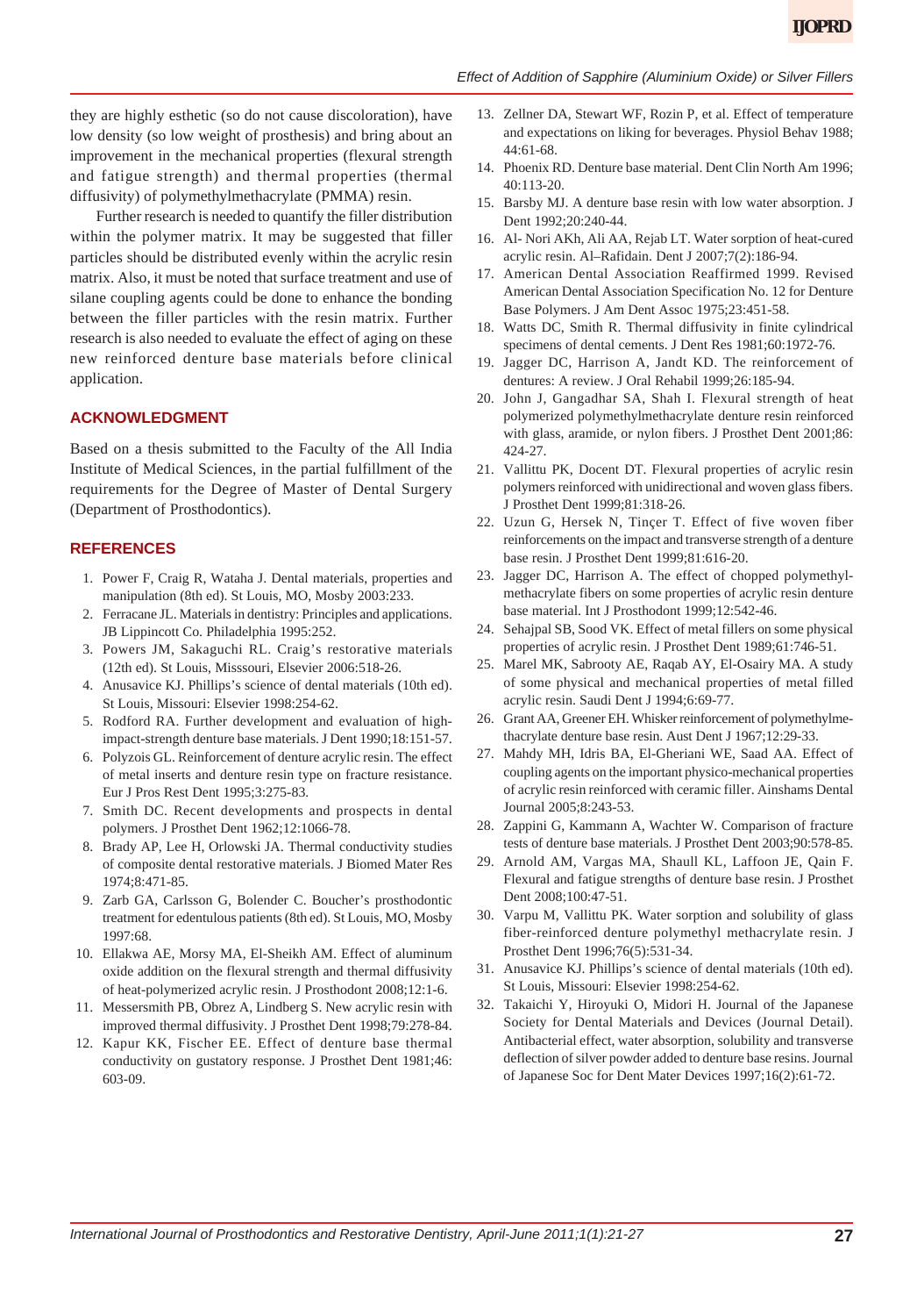they are highly esthetic (so do not cause discoloration), have low density (so low weight of prosthesis) and bring about an improvement in the mechanical properties (flexural strength and fatigue strength) and thermal properties (thermal diffusivity) of polymethylmethacrylate (PMMA) resin.

Further research is needed to quantify the filler distribution within the polymer matrix. It may be suggested that filler particles should be distributed evenly within the acrylic resin matrix. Also, it must be noted that surface treatment and use of silane coupling agents could be done to enhance the bonding between the filler particles with the resin matrix. Further research is also needed to evaluate the effect of aging on these new reinforced denture base materials before clinical application.

## ACKNOWLEDGMENT

Based on a thesis submitted to the Faculty of the All India Institute of Medical Sciences, in the partial fulfillment of the requirements for the Degree of Master of Dental Surgery (Department of Prosthodontics).

## REFERENCES

1. Power F, Craig R, Wataha J. Dental materials, properties and manipulation (8th ed). St Louis, MO, Mosby 2003:233.
2. Ferracane JL. Materials in dentistry: Principles and applications. JB Lippincott Co. Philadelphia 1995:252.
3. Powers JM, Sakaguchi RL. Craig's restorative materials (12th ed). St Louis, Misssouri, Elsevier 2006:518-26.
4. Anusavice KJ. Phillips's science of dental materials (10th ed). St Louis, Missouri: Elsevier 1998:254-62.
5. Rodford RA. Further development and evaluation of high-impact-strength denture base materials. J Dent 1990;18:151-57.
6. Polyzois GL. Reinforcement of denture acrylic resin. The effect of metal inserts and denture resin type on fracture resistance. Eur J Pros Rest Dent 1995;3:275-83.
7. Smith DC. Recent developments and prospects in dental polymers. J Prosthet Dent 1962;12:1066-78.
8. Brady AP, Lee H, Orlowski JA. Thermal conductivity studies of composite dental restorative materials. J Biomed Mater Res 1974;8:471-85.
9. Zarb GA, Carlsson G, Bolender C. Boucher's prosthodontic treatment for edentulous patients (8th ed). St Louis, MO, Mosby 1997:68.
10. Ellakwa AE, Morsy MA, El-Sheikh AM. Effect of aluminum oxide addition on the flexural strength and thermal diffusivity of heat-polymerized acrylic resin. J Prosthodont 2008;12:1-6.
11. Messersmith PB, Obrez A, Lindberg S. New acrylic resin with improved thermal diffusivity. J Prosthet Dent 1998;79:278-84.
12. Kapur KK, Fischer EE. Effect of denture base thermal conductivity on gustatory response. J Prosthet Dent 1981;46: 603-09.
13. Zellner DA, Stewart WF, Rozin P, et al. Effect of temperature and expectations on liking for beverages. Physiol Behav 1988; 44:61-68.
14. Phoenix RD. Denture base material. Dent Clin North Am 1996; 40:113-20.
15. Barsby MJ. A denture base resin with low water absorption. J Dent 1992;20:240-44.
16. Al- Nori AKh, Ali AA, Rejab LT. Water sorption of heat-cured acrylic resin. Al–Rafidain. Dent J 2007;7(2):186-94.
17. American Dental Association Reaffirmed 1999. Revised American Dental Association Specification No. 12 for Denture Base Polymers. J Am Dent Assoc 1975;23:451-58.
18. Watts DC, Smith R. Thermal diffusivity in finite cylindrical specimens of dental cements. J Dent Res 1981;60:1972-76.
19. Jagger DC, Harrison A, Jandt KD. The reinforcement of dentures: A review. J Oral Rehabil 1999;26:185-94.
20. John J, Gangadhar SA, Shah I. Flexural strength of heat polymerized polymethylmethacrylate denture resin reinforced with glass, aramide, or nylon fibers. J Prosthet Dent 2001;86: 424-27.
21. Vallittu PK, Docent DT. Flexural properties of acrylic resin polymers reinforced with unidirectional and woven glass fibers. J Prosthet Dent 1999;81:318-26.
22. Uzun G, Hersek N, Tinçer T. Effect of five woven fiber reinforcements on the impact and transverse strength of a denture base resin. J Prosthet Dent 1999;81:616-20.
23. Jagger DC, Harrison A. The effect of chopped polymethyl-methacrylate fibers on some properties of acrylic resin denture base material. Int J Prosthodont 1999;12:542-46.
24. Sehajpal SB, Sood VK. Effect of metal fillers on some physical properties of acrylic resin. J Prosthet Dent 1989;61:746-51.
25. Marel MK, Sabrooty AE, Raqab AY, El-Osairy MA. A study of some physical and mechanical properties of metal filled acrylic resin. Saudi Dent J 1994;6:69-77.
26. Grant AA, Greener EH. Whisker reinforcement of polymethylmethacrylate denture base resin. Aust Dent J 1967;12:29-33.
27. Mahdy MH, Idris BA, El-Gheriani WE, Saad AA. Effect of coupling agents on the important physico-mechanical properties of acrylic resin reinforced with ceramic filler. Ainshams Dental Journal 2005;8:243-53.
28. Zappini G, Kammann A, Wachter W. Comparison of fracture tests of denture base materials. J Prosthet Dent 2003;90:578-85.
29. Arnold AM, Vargas MA, Shaull KL, Laffoon JE, Qain F. Flexural and fatigue strengths of denture base resin. J Prosthet Dent 2008;100:47-51.
30. Varpu M, Vallittu PK. Water sorption and solubility of glass fiber-reinforced denture polymethyl methacrylate resin. J Prosthet Dent 1996;76(5):531-34.
31. Anusavice KJ. Phillips's science of dental materials (10th ed). St Louis, Missouri: Elsevier 1998:254-62.
32. Takaichi Y, Hiroyuki O, Midori H. Journal of the Japanese Society for Dental Materials and Devices (Journal Detail). Antibacterial effect, water absorption, solubility and transverse deflection of silver powder added to denture base resins. Journal of Japanese Soc for Dent Mater Devices 1997;16(2):61-72.